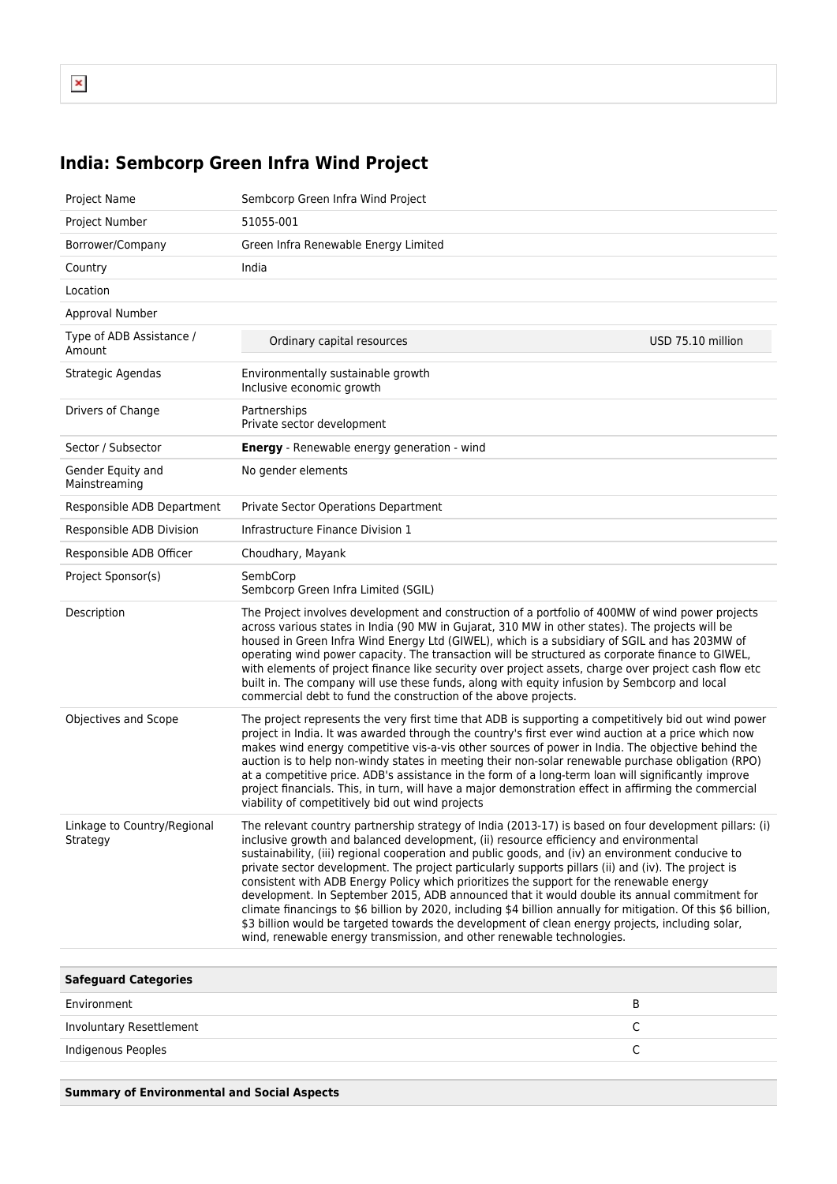# India: Sembcorp Green Infra Wind Project

| | |
|---|---|
| Project Name | Sembcorp Green Infra Wind Project |
| Project Number | 51055-001 |
| Borrower/Company | Green Infra Renewable Energy Limited |
| Country | India |
| Location | |
| Approval Number | |
| Type of ADB Assistance / Amount | Ordinary capital resources — USD 75.10 million |
| Strategic Agendas | Environmentally sustainable growth<br>Inclusive economic growth |
| Drivers of Change | Partnerships<br>Private sector development |
| Sector / Subsector | **Energy** - Renewable energy generation - wind |
| Gender Equity and Mainstreaming | No gender elements |
| Responsible ADB Department | Private Sector Operations Department |
| Responsible ADB Division | Infrastructure Finance Division 1 |
| Responsible ADB Officer | Choudhary, Mayank |
| Project Sponsor(s) | SembCorp<br>Sembcorp Green Infra Limited (SGIL) |
| Description | The Project involves development and construction of a portfolio of 400MW of wind power projects across various states in India (90 MW in Gujarat, 310 MW in other states). The projects will be housed in Green Infra Wind Energy Ltd (GIWEL), which is a subsidiary of SGIL and has 203MW of operating wind power capacity. The transaction will be structured as corporate finance to GIWEL, with elements of project finance like security over project assets, charge over project cash flow etc built in. The company will use these funds, along with equity infusion by Sembcorp and local commercial debt to fund the construction of the above projects. |
| Objectives and Scope | The project represents the very first time that ADB is supporting a competitively bid out wind power project in India. It was awarded through the country's first ever wind auction at a price which now makes wind energy competitive vis-a-vis other sources of power in India. The objective behind the auction is to help non-windy states in meeting their non-solar renewable purchase obligation (RPO) at a competitive price. ADB's assistance in the form of a long-term loan will significantly improve project financials. This, in turn, will have a major demonstration effect in affirming the commercial viability of competitively bid out wind projects |
| Linkage to Country/Regional Strategy | The relevant country partnership strategy of India (2013-17) is based on four development pillars: (i) inclusive growth and balanced development, (ii) resource efficiency and environmental sustainability, (iii) regional cooperation and public goods, and (iv) an environment conducive to private sector development. The project particularly supports pillars (ii) and (iv). The project is consistent with ADB Energy Policy which prioritizes the support for the renewable energy development. In September 2015, ADB announced that it would double its annual commitment for climate financings to $6 billion by 2020, including $4 billion annually for mitigation. Of this $6 billion, $3 billion would be targeted towards the development of clean energy projects, including solar, wind, renewable energy transmission, and other renewable technologies. |

| Safeguard Categories | |
|---|---|
| Environment | B |
| Involuntary Resettlement | C |
| Indigenous Peoples | C |

**Summary of Environmental and Social Aspects**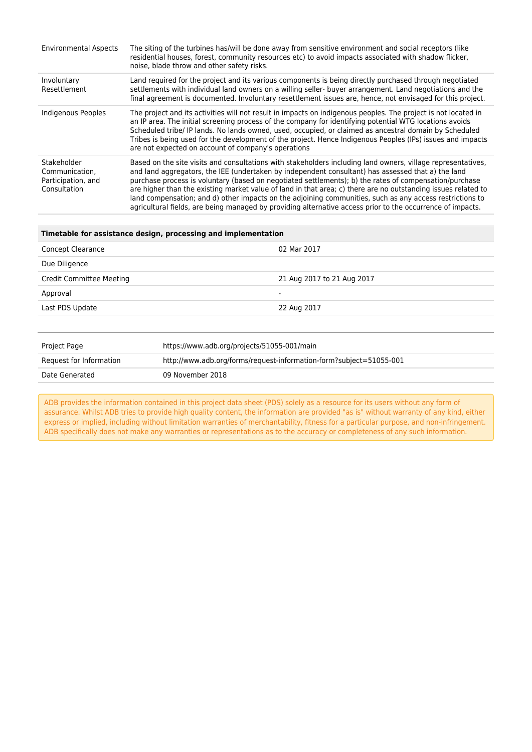| | |
|---|---|
| Environmental Aspects | The siting of the turbines has/will be done away from sensitive environment and social receptors (like residential houses, forest, community resources etc) to avoid impacts associated with shadow flicker, noise, blade throw and other safety risks. |
| Involuntary Resettlement | Land required for the project and its various components is being directly purchased through negotiated settlements with individual land owners on a willing seller- buyer arrangement. Land negotiations and the final agreement is documented. Involuntary resettlement issues are, hence, not envisaged for this project. |
| Indigenous Peoples | The project and its activities will not result in impacts on indigenous peoples. The project is not located in an IP area. The initial screening process of the company for identifying potential WTG locations avoids Scheduled tribe/ IP lands. No lands owned, used, occupied, or claimed as ancestral domain by Scheduled Tribes is being used for the development of the project. Hence Indigenous Peoples (IPs) issues and impacts are not expected on account of company's operations |
| Stakeholder Communication, Participation, and Consultation | Based on the site visits and consultations with stakeholders including land owners, village representatives, and land aggregators, the IEE (undertaken by independent consultant) has assessed that a) the land purchase process is voluntary (based on negotiated settlements); b) the rates of compensation/purchase are higher than the existing market value of land in that area; c) there are no outstanding issues related to land compensation; and d) other impacts on the adjoining communities, such as any access restrictions to agricultural fields, are being managed by providing alternative access prior to the occurrence of impacts. |

| **Timetable for assistance design, processing and implementation** | |
|---|---|
| Concept Clearance | 02 Mar 2017 |
| Due Diligence | |
| Credit Committee Meeting | 21 Aug 2017 to 21 Aug 2017 |
| Approval | - |
| Last PDS Update | 22 Aug 2017 |

| | |
|---|---|
| Project Page | https://www.adb.org/projects/51055-001/main |
| Request for Information | http://www.adb.org/forms/request-information-form?subject=51055-001 |
| Date Generated | 09 November 2018 |

ADB provides the information contained in this project data sheet (PDS) solely as a resource for its users without any form of assurance. Whilst ADB tries to provide high quality content, the information are provided "as is" without warranty of any kind, either express or implied, including without limitation warranties of merchantability, fitness for a particular purpose, and non-infringement. ADB specifically does not make any warranties or representations as to the accuracy or completeness of any such information.